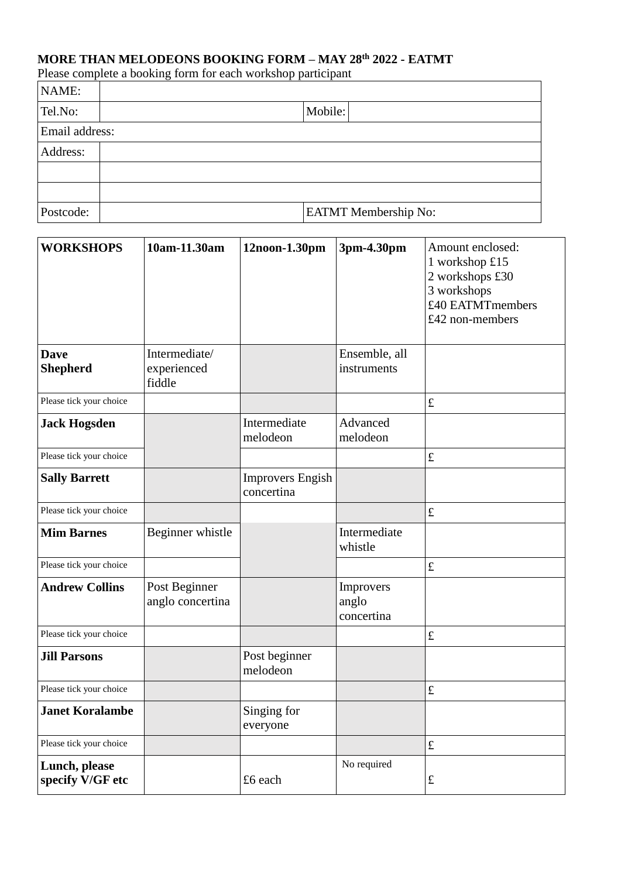**MORE THAN MELODEONS BOOKING FORM – MAY 28th 2022 - EATMT**

Please complete a booking form for each workshop participant

| NAME: | | | |
|---|---|---|---|
| Tel.No: | | Mobile: | |
| Email address: | | | |
| Address: | | | |
| | | | |
| | | | |
| Postcode: | | EATMT Membership No: | |

| **WORKSHOPS** | **10am-11.30am** | **12noon-1.30pm** | **3pm-4.30pm** | Amount enclosed: 1 workshop £15, 2 workshops £30, 3 workshops £40 EATMTmembers £42 non-members |
|---|---|---|---|---|
| **Dave Shepherd** | Intermediate/ experienced fiddle | | Ensemble, all instruments | |
| Please tick your choice | | | | £ |
| **Jack Hogsden** | | Intermediate melodeon | Advanced melodeon | |
| Please tick your choice | | | | £ |
| **Sally Barrett** | | Improvers Engish concertina | | |
| Please tick your choice | | | | £ |
| **Mim Barnes** | Beginner whistle | | Intermediate whistle | |
| Please tick your choice | | | | £ |
| **Andrew Collins** | Post Beginner anglo concertina | | Improvers anglo concertina | |
| Please tick your choice | | | | £ |
| **Jill Parsons** | | Post beginner melodeon | | |
| Please tick your choice | | | | £ |
| **Janet Koralambe** | | Singing for everyone | | |
| Please tick your choice | | | | £ |
| **Lunch, please specify V/GF etc** | | £6 each | No required | £ |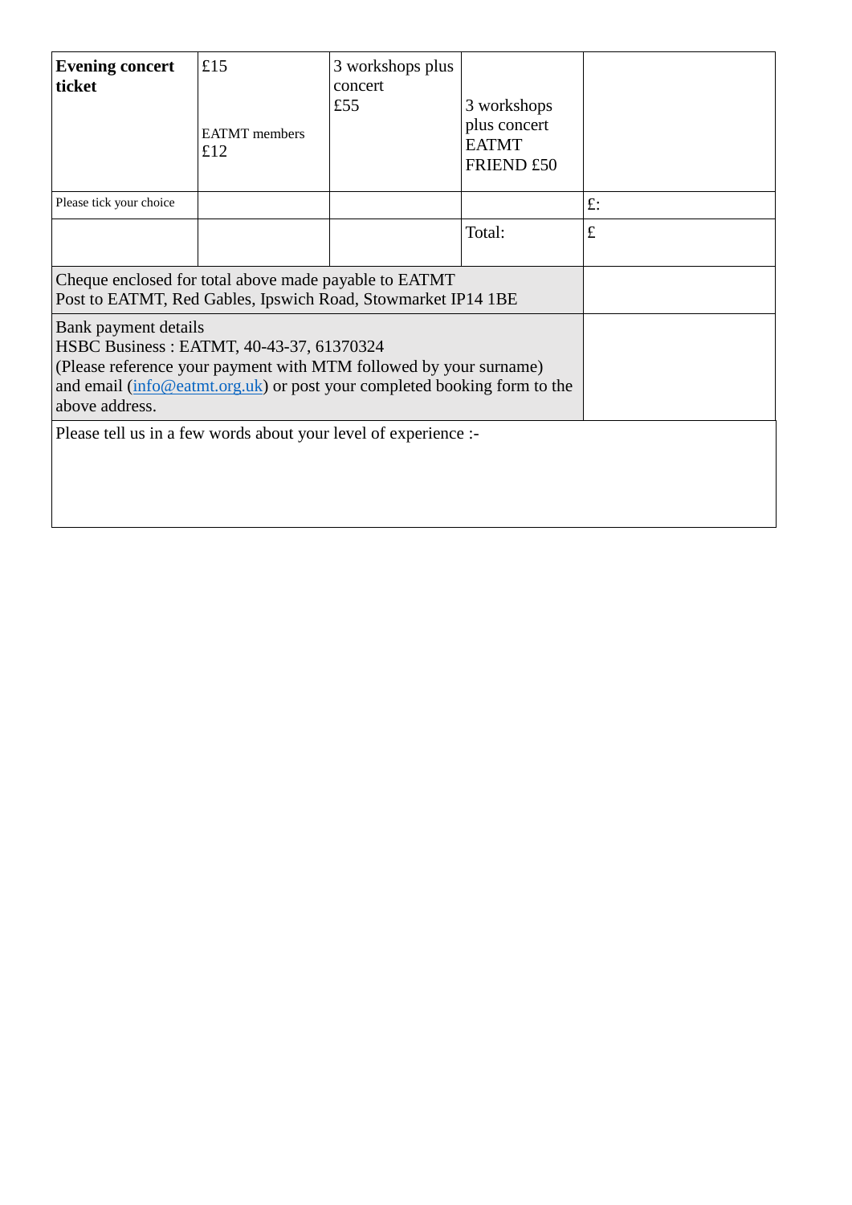| | | | | |
|---|---|---|---|---|
| **Evening concert ticket** | £15<br><br>EATMT members £12 | 3 workshops plus concert £55 | 3 workshops plus concert EATMT FRIEND £50 | |
| Please tick your choice | | | | £: |
| | | | Total: | £ |
| Cheque enclosed for total above made payable to EATMT<br>Post to EATMT, Red Gables, Ipswich Road, Stowmarket IP14 1BE | | | | |
| Bank payment details<br>HSBC Business : EATMT, 40-43-37, 61370324<br>(Please reference your payment with MTM followed by your surname) and email (info@eatmt.org.uk) or post your completed booking form to the above address. | | | | |
| Please tell us in a few words about your level of experience :- | | | | |